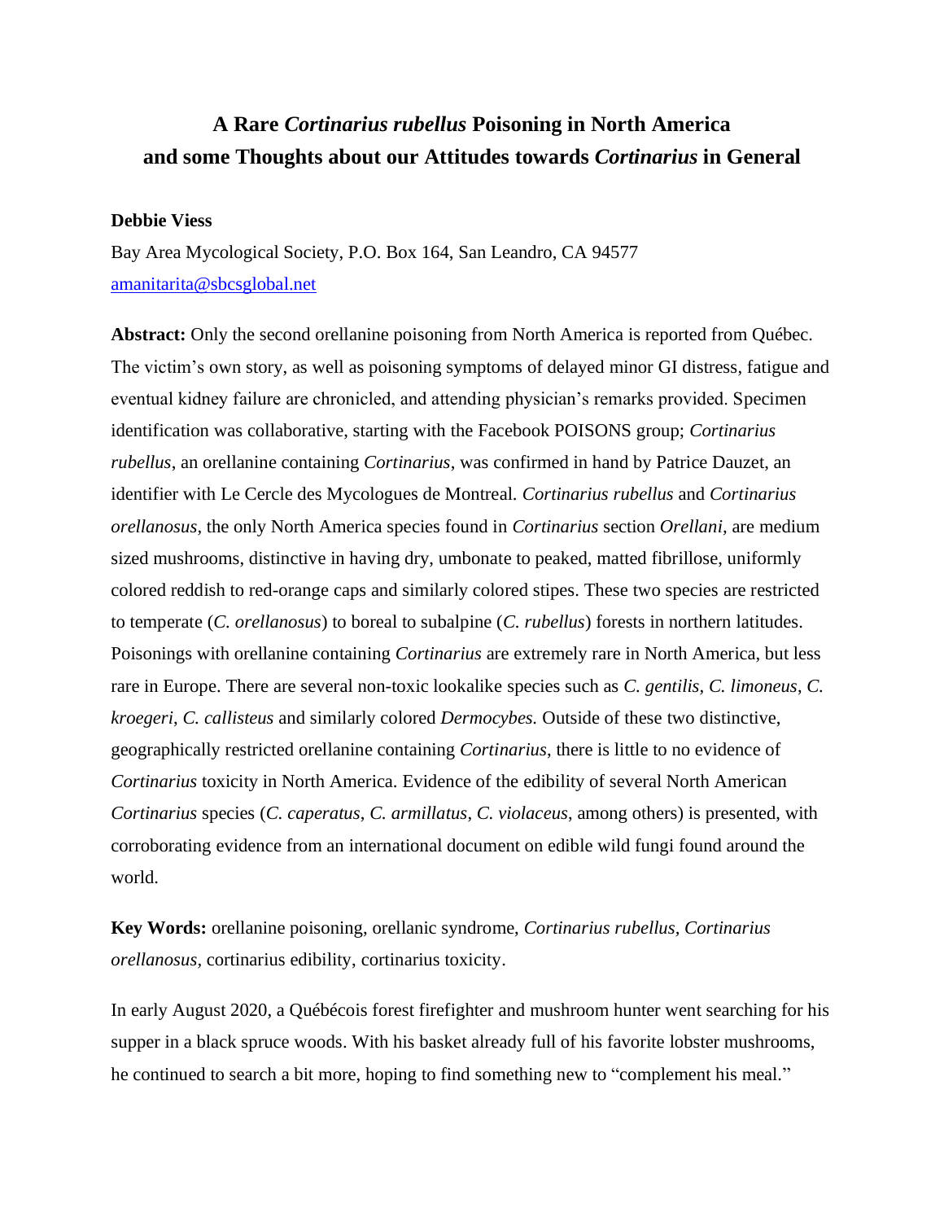# A Rare *Cortinarius rubellus* Poisoning in North America and some Thoughts about our Attitudes towards *Cortinarius* in General

**Debbie Viess**

Bay Area Mycological Society, P.O. Box 164, San Leandro, CA 94577

amanitarita@sbcsglobal.net

**Abstract:** Only the second orellanine poisoning from North America is reported from Québec. The victim's own story, as well as poisoning symptoms of delayed minor GI distress, fatigue and eventual kidney failure are chronicled, and attending physician's remarks provided. Specimen identification was collaborative, starting with the Facebook POISONS group; *Cortinarius rubellus*, an orellanine containing *Cortinarius*, was confirmed in hand by Patrice Dauzet, an identifier with Le Cercle des Mycologues de Montreal. *Cortinarius rubellus* and *Cortinarius orellanosus*, the only North America species found in *Cortinarius* section *Orellani*, are medium sized mushrooms, distinctive in having dry, umbonate to peaked, matted fibrillose, uniformly colored reddish to red-orange caps and similarly colored stipes. These two species are restricted to temperate (*C. orellanosus*) to boreal to subalpine (*C. rubellus*) forests in northern latitudes. Poisonings with orellanine containing *Cortinarius* are extremely rare in North America, but less rare in Europe. There are several non-toxic lookalike species such as *C. gentilis*, *C. limoneus*, *C. kroegeri*, *C. callisteus* and similarly colored *Dermocybes.* Outside of these two distinctive, geographically restricted orellanine containing *Cortinarius*, there is little to no evidence of *Cortinarius* toxicity in North America. Evidence of the edibility of several North American *Cortinarius* species (*C. caperatus*, *C. armillatus*, *C. violaceus*, among others) is presented, with corroborating evidence from an international document on edible wild fungi found around the world.

**Key Words:** orellanine poisoning, orellanic syndrome, *Cortinarius rubellus, Cortinarius orellanosus*, cortinarius edibility, cortinarius toxicity.

In early August 2020, a Québécois forest firefighter and mushroom hunter went searching for his supper in a black spruce woods. With his basket already full of his favorite lobster mushrooms, he continued to search a bit more, hoping to find something new to "complement his meal."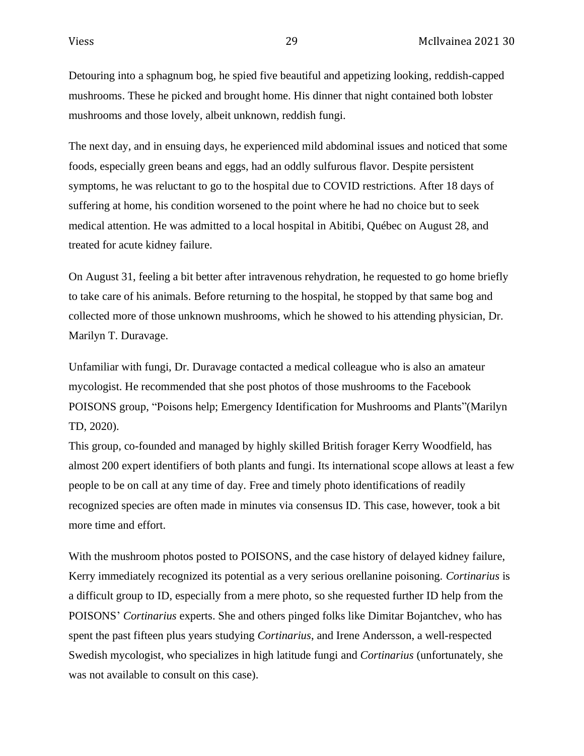Detouring into a sphagnum bog, he spied five beautiful and appetizing looking, reddish-capped mushrooms. These he picked and brought home. His dinner that night contained both lobster mushrooms and those lovely, albeit unknown, reddish fungi.

The next day, and in ensuing days, he experienced mild abdominal issues and noticed that some foods, especially green beans and eggs, had an oddly sulfurous flavor. Despite persistent symptoms, he was reluctant to go to the hospital due to COVID restrictions. After 18 days of suffering at home, his condition worsened to the point where he had no choice but to seek medical attention. He was admitted to a local hospital in Abitibi, Québec on August 28, and treated for acute kidney failure.

On August 31, feeling a bit better after intravenous rehydration, he requested to go home briefly to take care of his animals. Before returning to the hospital, he stopped by that same bog and collected more of those unknown mushrooms, which he showed to his attending physician, Dr. Marilyn T. Duravage.

Unfamiliar with fungi, Dr. Duravage contacted a medical colleague who is also an amateur mycologist. He recommended that she post photos of those mushrooms to the Facebook POISONS group, "Poisons help; Emergency Identification for Mushrooms and Plants"(Marilyn TD, 2020).

This group, co-founded and managed by highly skilled British forager Kerry Woodfield, has almost 200 expert identifiers of both plants and fungi. Its international scope allows at least a few people to be on call at any time of day. Free and timely photo identifications of readily recognized species are often made in minutes via consensus ID. This case, however, took a bit more time and effort.

With the mushroom photos posted to POISONS, and the case history of delayed kidney failure, Kerry immediately recognized its potential as a very serious orellanine poisoning. *Cortinarius* is a difficult group to ID, especially from a mere photo, so she requested further ID help from the POISONS' *Cortinarius* experts. She and others pinged folks like Dimitar Bojantchev, who has spent the past fifteen plus years studying *Cortinarius*, and Irene Andersson, a well-respected Swedish mycologist, who specializes in high latitude fungi and *Cortinarius* (unfortunately, she was not available to consult on this case).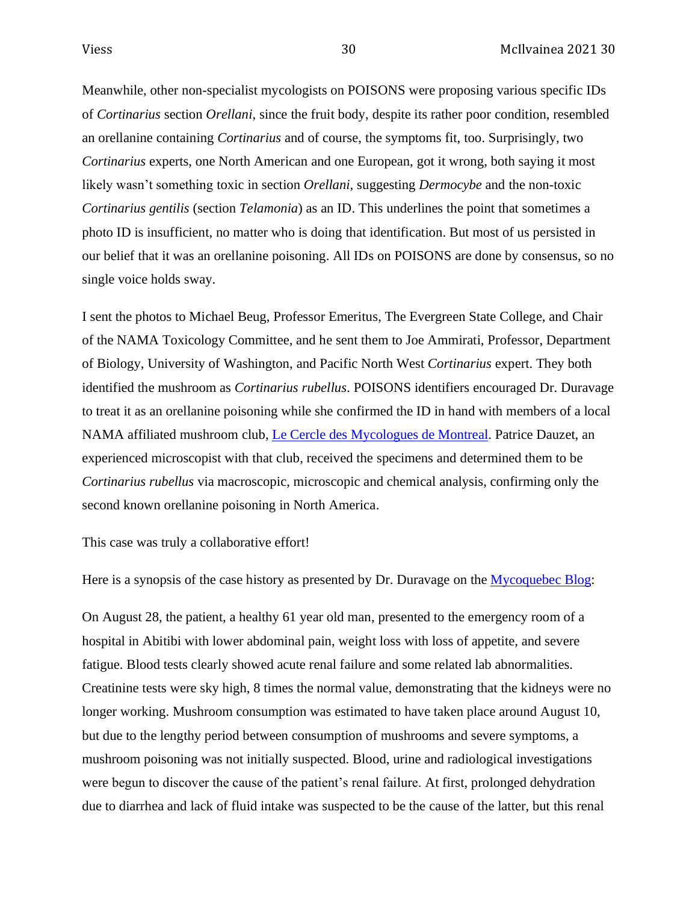Meanwhile, other non-specialist mycologists on POISONS were proposing various specific IDs of *Cortinarius* section *Orellani*, since the fruit body, despite its rather poor condition, resembled an orellanine containing *Cortinarius* and of course, the symptoms fit, too. Surprisingly, two *Cortinarius* experts, one North American and one European, got it wrong, both saying it most likely wasn't something toxic in section *Orellani*, suggesting *Dermocybe* and the non-toxic *Cortinarius gentilis* (section *Telamonia*) as an ID. This underlines the point that sometimes a photo ID is insufficient, no matter who is doing that identification. But most of us persisted in our belief that it was an orellanine poisoning. All IDs on POISONS are done by consensus, so no single voice holds sway.

I sent the photos to Michael Beug, Professor Emeritus, The Evergreen State College, and Chair of the NAMA Toxicology Committee, and he sent them to Joe Ammirati, Professor, Department of Biology, University of Washington, and Pacific North West *Cortinarius* expert. They both identified the mushroom as *Cortinarius rubellus*. POISONS identifiers encouraged Dr. Duravage to treat it as an orellanine poisoning while she confirmed the ID in hand with members of a local NAMA affiliated mushroom club, Le Cercle des Mycologues de Montreal. Patrice Dauzet, an experienced microscopist with that club, received the specimens and determined them to be *Cortinarius rubellus* via macroscopic, microscopic and chemical analysis, confirming only the second known orellanine poisoning in North America.

This case was truly a collaborative effort!

Here is a synopsis of the case history as presented by Dr. Duravage on the Mycoquebec Blog:

On August 28, the patient, a healthy 61 year old man, presented to the emergency room of a hospital in Abitibi with lower abdominal pain, weight loss with loss of appetite, and severe fatigue. Blood tests clearly showed acute renal failure and some related lab abnormalities. Creatinine tests were sky high, 8 times the normal value, demonstrating that the kidneys were no longer working. Mushroom consumption was estimated to have taken place around August 10, but due to the lengthy period between consumption of mushrooms and severe symptoms, a mushroom poisoning was not initially suspected. Blood, urine and radiological investigations were begun to discover the cause of the patient's renal failure. At first, prolonged dehydration due to diarrhea and lack of fluid intake was suspected to be the cause of the latter, but this renal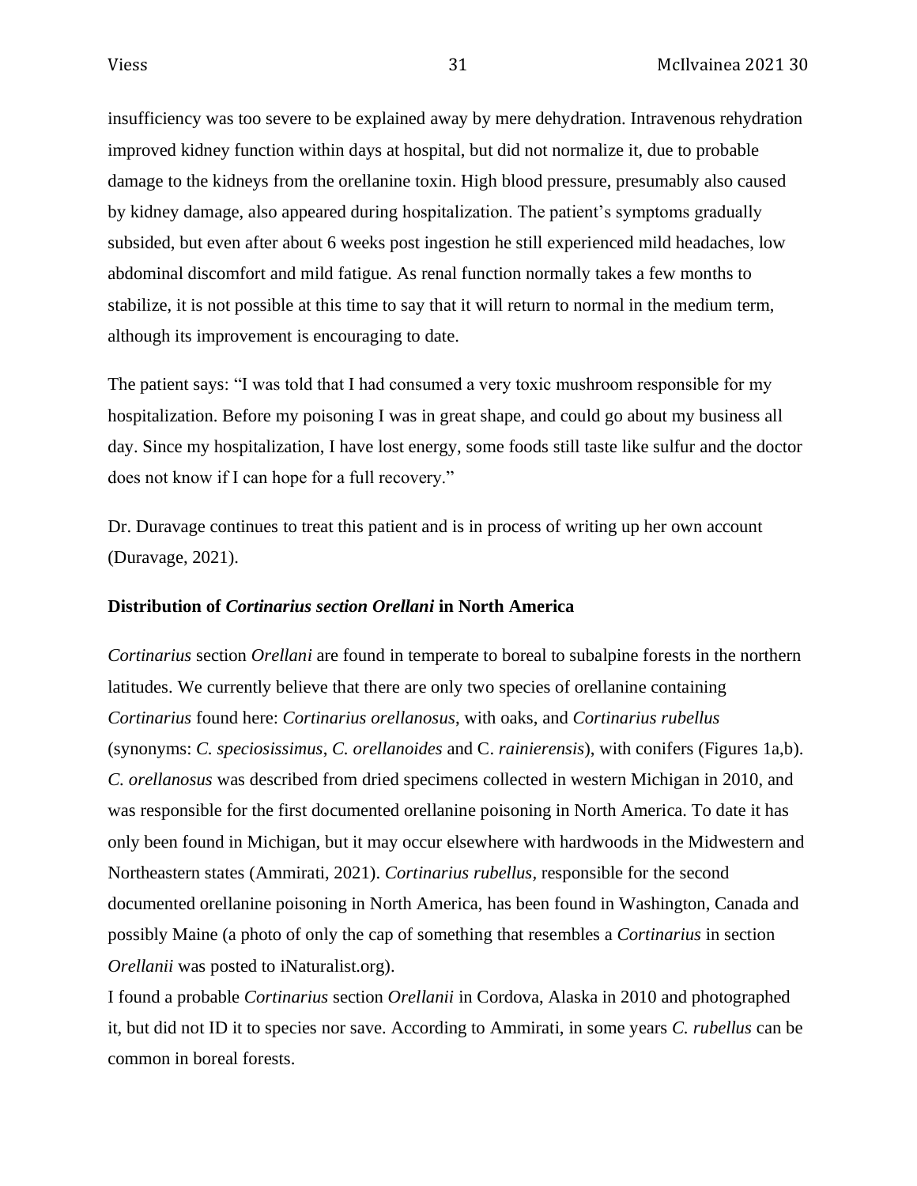insufficiency was too severe to be explained away by mere dehydration. Intravenous rehydration improved kidney function within days at hospital, but did not normalize it, due to probable damage to the kidneys from the orellanine toxin. High blood pressure, presumably also caused by kidney damage, also appeared during hospitalization. The patient's symptoms gradually subsided, but even after about 6 weeks post ingestion he still experienced mild headaches, low abdominal discomfort and mild fatigue. As renal function normally takes a few months to stabilize, it is not possible at this time to say that it will return to normal in the medium term, although its improvement is encouraging to date.

The patient says: "I was told that I had consumed a very toxic mushroom responsible for my hospitalization. Before my poisoning I was in great shape, and could go about my business all day. Since my hospitalization, I have lost energy, some foods still taste like sulfur and the doctor does not know if I can hope for a full recovery."

Dr. Duravage continues to treat this patient and is in process of writing up her own account (Duravage, 2021).

## Distribution of *Cortinarius section Orellani* in North America

*Cortinarius* section *Orellani* are found in temperate to boreal to subalpine forests in the northern latitudes. We currently believe that there are only two species of orellanine containing *Cortinarius* found here: *Cortinarius orellanosus*, with oaks, and *Cortinarius rubellus* (synonyms: *C. speciosissimus*, *C. orellanoides* and C. *rainierensis*), with conifers (Figures 1a,b). *C. orellanosus* was described from dried specimens collected in western Michigan in 2010, and was responsible for the first documented orellanine poisoning in North America. To date it has only been found in Michigan, but it may occur elsewhere with hardwoods in the Midwestern and Northeastern states (Ammirati, 2021). *Cortinarius rubellus*, responsible for the second documented orellanine poisoning in North America, has been found in Washington, Canada and possibly Maine (a photo of only the cap of something that resembles a *Cortinarius* in section *Orellanii* was posted to iNaturalist.org).

I found a probable *Cortinarius* section *Orellanii* in Cordova, Alaska in 2010 and photographed it, but did not ID it to species nor save. According to Ammirati, in some years *C. rubellus* can be common in boreal forests.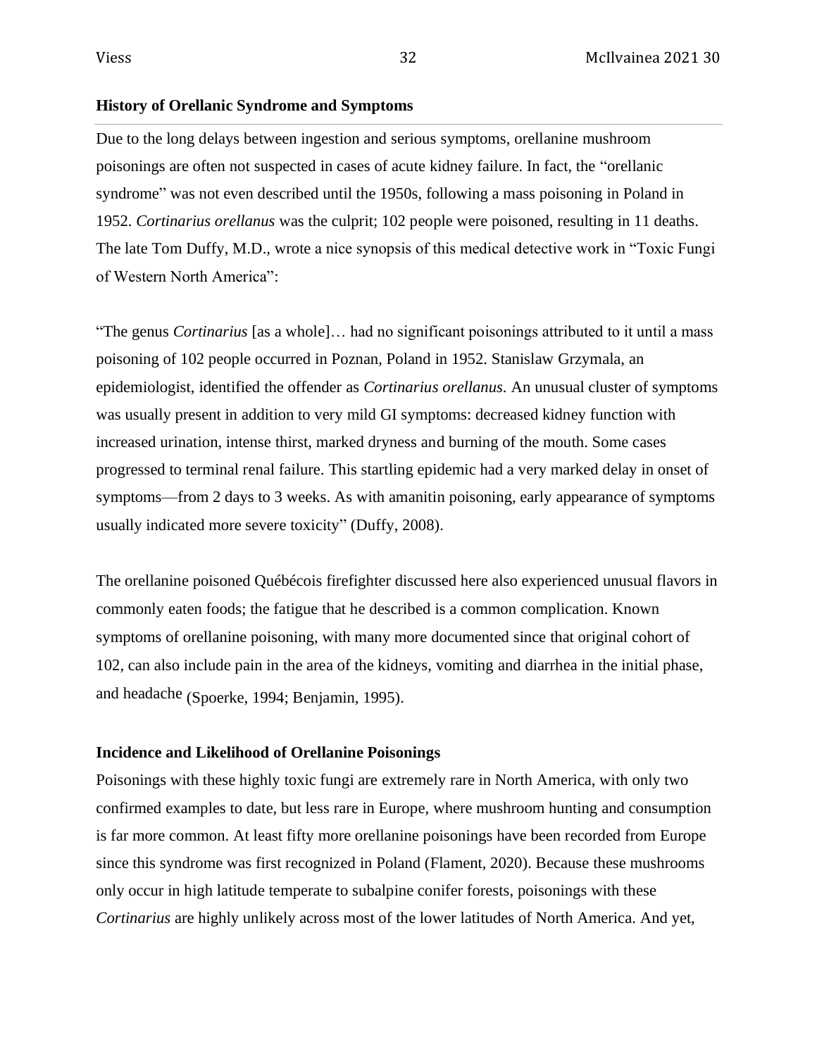**History of Orellanic Syndrome and Symptoms**

Due to the long delays between ingestion and serious symptoms, orellanine mushroom poisonings are often not suspected in cases of acute kidney failure. In fact, the "orellanic syndrome" was not even described until the 1950s, following a mass poisoning in Poland in 1952. *Cortinarius orellanus* was the culprit; 102 people were poisoned, resulting in 11 deaths. The late Tom Duffy, M.D., wrote a nice synopsis of this medical detective work in "Toxic Fungi of Western North America":

"The genus *Cortinarius* [as a whole]… had no significant poisonings attributed to it until a mass poisoning of 102 people occurred in Poznan, Poland in 1952. Stanislaw Grzymala, an epidemiologist, identified the offender as *Cortinarius orellanus.* An unusual cluster of symptoms was usually present in addition to very mild GI symptoms: decreased kidney function with increased urination, intense thirst, marked dryness and burning of the mouth. Some cases progressed to terminal renal failure. This startling epidemic had a very marked delay in onset of symptoms—from 2 days to 3 weeks. As with amanitin poisoning, early appearance of symptoms usually indicated more severe toxicity" (Duffy, 2008).

The orellanine poisoned Québécois firefighter discussed here also experienced unusual flavors in commonly eaten foods; the fatigue that he described is a common complication. Known symptoms of orellanine poisoning, with many more documented since that original cohort of 102, can also include pain in the area of the kidneys, vomiting and diarrhea in the initial phase, and headache (Spoerke, 1994; Benjamin, 1995).

**Incidence and Likelihood of Orellanine Poisonings**

Poisonings with these highly toxic fungi are extremely rare in North America, with only two confirmed examples to date, but less rare in Europe, where mushroom hunting and consumption is far more common. At least fifty more orellanine poisonings have been recorded from Europe since this syndrome was first recognized in Poland (Flament, 2020). Because these mushrooms only occur in high latitude temperate to subalpine conifer forests, poisonings with these *Cortinarius* are highly unlikely across most of the lower latitudes of North America. And yet,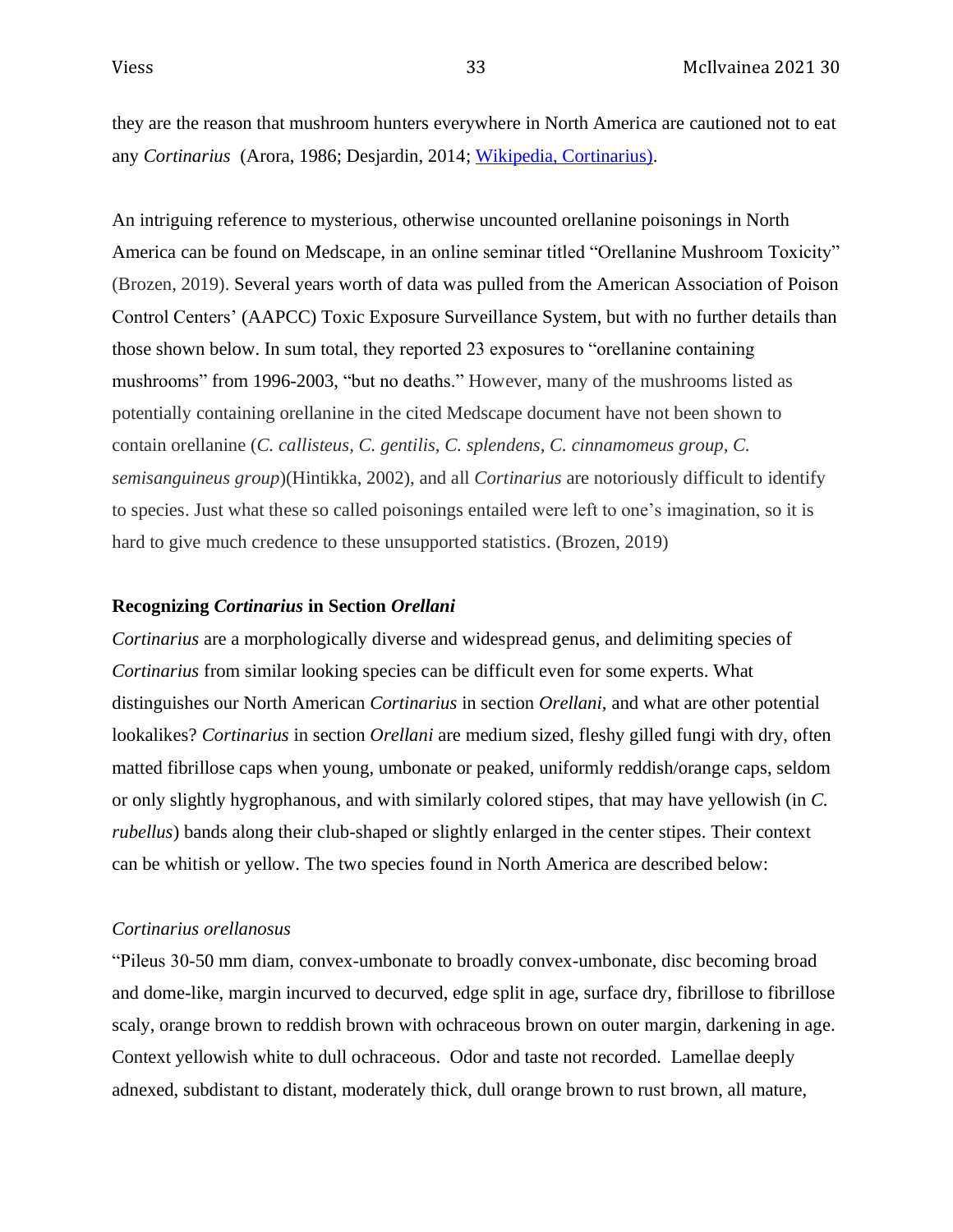they are the reason that mushroom hunters everywhere in North America are cautioned not to eat any *Cortinarius* (Arora, 1986; Desjardin, 2014; [Wikipedia, Cortinarius)](Wikipedia, Cortinarius).

An intriguing reference to mysterious, otherwise uncounted orellanine poisonings in North America can be found on Medscape, in an online seminar titled "Orellanine Mushroom Toxicity" (Brozen, 2019). Several years worth of data was pulled from the American Association of Poison Control Centers' (AAPCC) Toxic Exposure Surveillance System, but with no further details than those shown below. In sum total, they reported 23 exposures to "orellanine containing mushrooms" from 1996-2003, "but no deaths." However, many of the mushrooms listed as potentially containing orellanine in the cited Medscape document have not been shown to contain orellanine (*C. callisteus, C. gentilis, C. splendens, C. cinnamomeus group, C. semisanguineus group*)(Hintikka, 2002), and all *Cortinarius* are notoriously difficult to identify to species. Just what these so called poisonings entailed were left to one's imagination, so it is hard to give much credence to these unsupported statistics. (Brozen, 2019)

**Recognizing *Cortinarius* in Section *Orellani***

*Cortinarius* are a morphologically diverse and widespread genus, and delimiting species of *Cortinarius* from similar looking species can be difficult even for some experts. What distinguishes our North American *Cortinarius* in section *Orellani*, and what are other potential lookalikes? *Cortinarius* in section *Orellani* are medium sized, fleshy gilled fungi with dry, often matted fibrillose caps when young, umbonate or peaked, uniformly reddish/orange caps, seldom or only slightly hygrophanous, and with similarly colored stipes, that may have yellowish (in *C. rubellus*) bands along their club-shaped or slightly enlarged in the center stipes. Their context can be whitish or yellow. The two species found in North America are described below:

*Cortinarius orellanosus*

"Pileus 30-50 mm diam, convex-umbonate to broadly convex-umbonate, disc becoming broad and dome-like, margin incurved to decurved, edge split in age, surface dry, fibrillose to fibrillose scaly, orange brown to reddish brown with ochraceous brown on outer margin, darkening in age. Context yellowish white to dull ochraceous. Odor and taste not recorded. Lamellae deeply adnexed, subdistant to distant, moderately thick, dull orange brown to rust brown, all mature,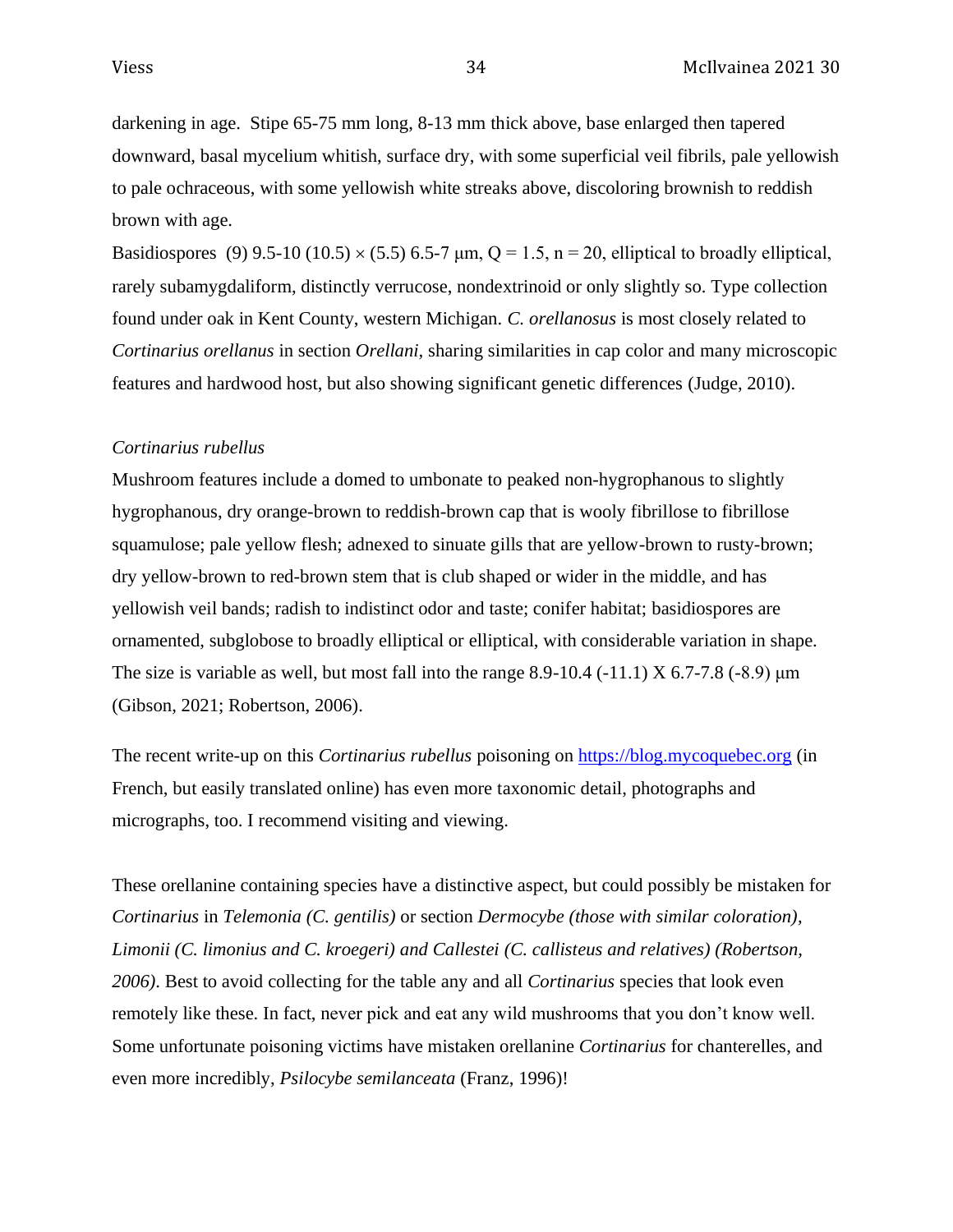darkening in age. Stipe 65-75 mm long, 8-13 mm thick above, base enlarged then tapered downward, basal mycelium whitish, surface dry, with some superficial veil fibrils, pale yellowish to pale ochraceous, with some yellowish white streaks above, discoloring brownish to reddish brown with age.

Basidiospores (9) 9.5-10 (10.5) × (5.5) 6.5-7 μm, Q = 1.5, n = 20, elliptical to broadly elliptical, rarely subamygdaliform, distinctly verrucose, nondextrinoid or only slightly so. Type collection found under oak in Kent County, western Michigan. *C. orellanosus* is most closely related to *Cortinarius orellanus* in section *Orellani,* sharing similarities in cap color and many microscopic features and hardwood host, but also showing significant genetic differences (Judge, 2010).

*Cortinarius rubellus*

Mushroom features include a domed to umbonate to peaked non-hygrophanous to slightly hygrophanous, dry orange-brown to reddish-brown cap that is wooly fibrillose to fibrillose squamulose; pale yellow flesh; adnexed to sinuate gills that are yellow-brown to rusty-brown; dry yellow-brown to red-brown stem that is club shaped or wider in the middle, and has yellowish veil bands; radish to indistinct odor and taste; conifer habitat; basidiospores are ornamented, subglobose to broadly elliptical or elliptical, with considerable variation in shape. The size is variable as well, but most fall into the range 8.9-10.4 (-11.1) X 6.7-7.8 (-8.9) μm (Gibson, 2021; Robertson, 2006).

The recent write-up on this *Cortinarius rubellus* poisoning on https://blog.mycoquebec.org (in French, but easily translated online) has even more taxonomic detail, photographs and micrographs, too. I recommend visiting and viewing.

These orellanine containing species have a distinctive aspect, but could possibly be mistaken for *Cortinarius* in *Telemonia (C. gentilis)* or section *Dermocybe (those with similar coloration), Limonii (C. limonius and C. kroegeri) and Callestei (C. callisteus and relatives) (Robertson, 2006)*. Best to avoid collecting for the table any and all *Cortinarius* species that look even remotely like these. In fact, never pick and eat any wild mushrooms that you don't know well. Some unfortunate poisoning victims have mistaken orellanine *Cortinarius* for chanterelles, and even more incredibly, *Psilocybe semilanceata* (Franz, 1996)!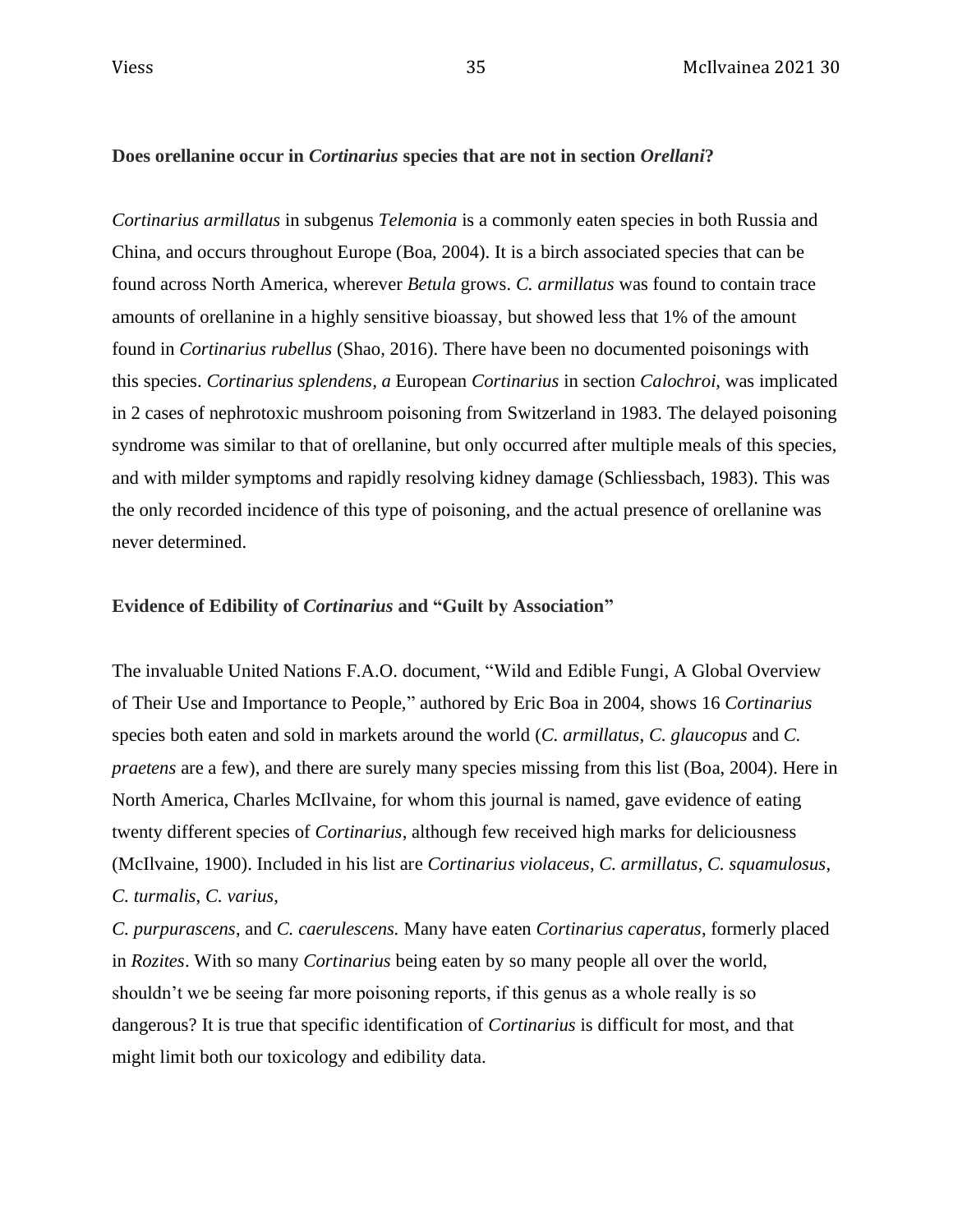**Does orellanine occur in *Cortinarius* species that are not in section *Orellani*?**

*Cortinarius armillatus* in subgenus *Telemonia* is a commonly eaten species in both Russia and China, and occurs throughout Europe (Boa, 2004). It is a birch associated species that can be found across North America, wherever *Betula* grows. *C. armillatus* was found to contain trace amounts of orellanine in a highly sensitive bioassay, but showed less that 1% of the amount found in *Cortinarius rubellus* (Shao, 2016). There have been no documented poisonings with this species. *Cortinarius splendens, a* European *Cortinarius* in section *Calochroi*, was implicated in 2 cases of nephrotoxic mushroom poisoning from Switzerland in 1983. The delayed poisoning syndrome was similar to that of orellanine, but only occurred after multiple meals of this species, and with milder symptoms and rapidly resolving kidney damage (Schliessbach, 1983). This was the only recorded incidence of this type of poisoning, and the actual presence of orellanine was never determined.

**Evidence of Edibility of *Cortinarius* and "Guilt by Association"**

The invaluable United Nations F.A.O. document, "Wild and Edible Fungi, A Global Overview of Their Use and Importance to People," authored by Eric Boa in 2004, shows 16 *Cortinarius* species both eaten and sold in markets around the world (*C. armillatus*, *C. glaucopus* and *C. praetens* are a few), and there are surely many species missing from this list (Boa, 2004). Here in North America, Charles McIlvaine, for whom this journal is named, gave evidence of eating twenty different species of *Cortinarius*, although few received high marks for deliciousness (McIlvaine, 1900). Included in his list are *Cortinarius violaceus*, *C. armillatus*, *C. squamulosus*, *C. turmalis*, *C. varius*, *C. purpurascens*, and *C. caerulescens.* Many have eaten *Cortinarius caperatus*, formerly placed in *Rozites*. With so many *Cortinarius* being eaten by so many people all over the world, shouldn't we be seeing far more poisoning reports, if this genus as a whole really is so dangerous? It is true that specific identification of *Cortinarius* is difficult for most, and that might limit both our toxicology and edibility data.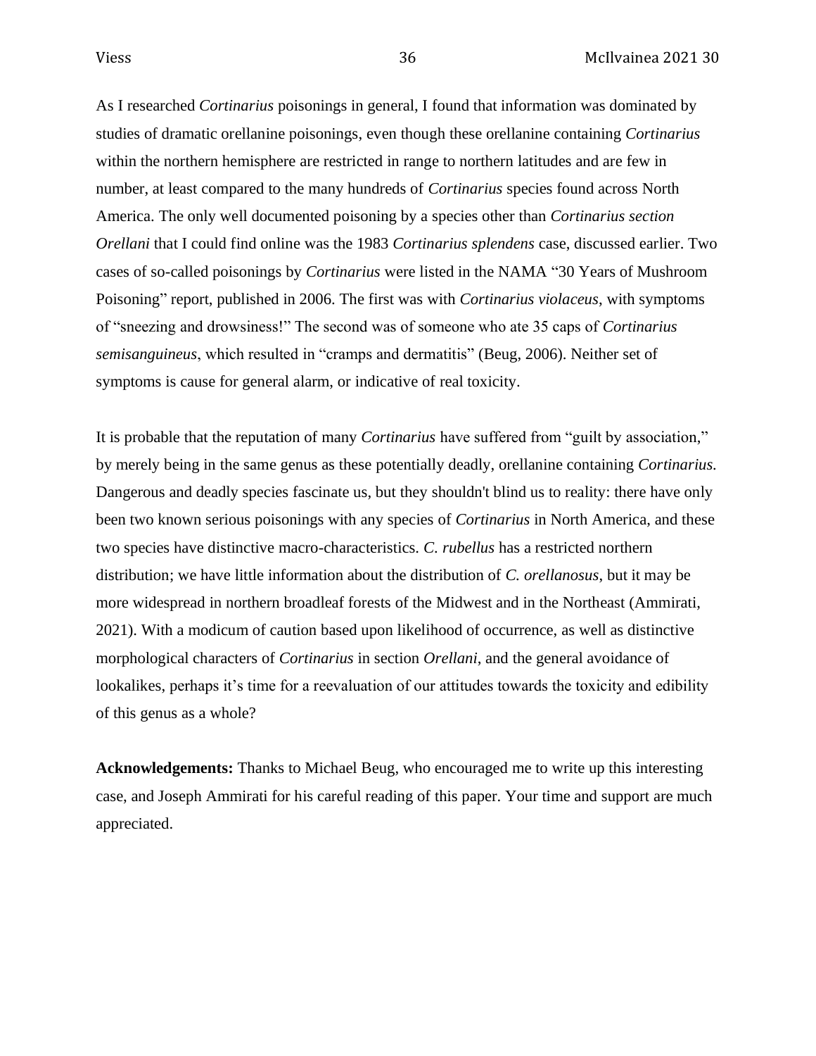As I researched *Cortinarius* poisonings in general, I found that information was dominated by studies of dramatic orellanine poisonings, even though these orellanine containing *Cortinarius* within the northern hemisphere are restricted in range to northern latitudes and are few in number, at least compared to the many hundreds of *Cortinarius* species found across North America. The only well documented poisoning by a species other than *Cortinarius section Orellani* that I could find online was the 1983 *Cortinarius splendens* case, discussed earlier. Two cases of so-called poisonings by *Cortinarius* were listed in the NAMA "30 Years of Mushroom Poisoning" report, published in 2006. The first was with *Cortinarius violaceus*, with symptoms of "sneezing and drowsiness!" The second was of someone who ate 35 caps of *Cortinarius semisanguineus*, which resulted in "cramps and dermatitis" (Beug, 2006). Neither set of symptoms is cause for general alarm, or indicative of real toxicity.

It is probable that the reputation of many *Cortinarius* have suffered from "guilt by association," by merely being in the same genus as these potentially deadly, orellanine containing *Cortinarius.* Dangerous and deadly species fascinate us, but they shouldn't blind us to reality: there have only been two known serious poisonings with any species of *Cortinarius* in North America, and these two species have distinctive macro-characteristics. *C. rubellus* has a restricted northern distribution; we have little information about the distribution of *C. orellanosus*, but it may be more widespread in northern broadleaf forests of the Midwest and in the Northeast (Ammirati, 2021). With a modicum of caution based upon likelihood of occurrence, as well as distinctive morphological characters of *Cortinarius* in section *Orellani*, and the general avoidance of lookalikes, perhaps it's time for a reevaluation of our attitudes towards the toxicity and edibility of this genus as a whole?

**Acknowledgements:** Thanks to Michael Beug, who encouraged me to write up this interesting case, and Joseph Ammirati for his careful reading of this paper. Your time and support are much appreciated.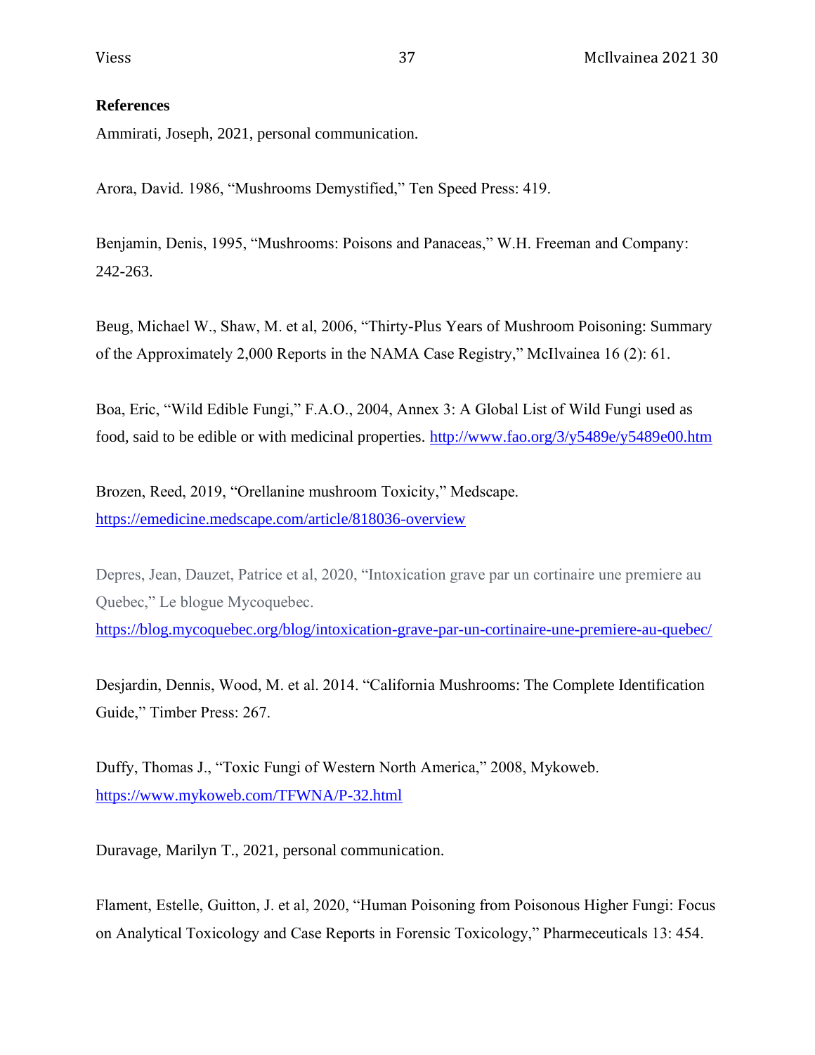**References**

Ammirati, Joseph, 2021, personal communication.

Arora, David. 1986, "Mushrooms Demystified," Ten Speed Press: 419.

Benjamin, Denis, 1995, "Mushrooms: Poisons and Panaceas," W.H. Freeman and Company: 242-263.

Beug, Michael W., Shaw, M. et al, 2006, "Thirty-Plus Years of Mushroom Poisoning: Summary of the Approximately 2,000 Reports in the NAMA Case Registry," McIlvainea 16 (2): 61.

Boa, Eric, "Wild Edible Fungi," F.A.O., 2004, Annex 3: A Global List of Wild Fungi used as food, said to be edible or with medicinal properties. http://www.fao.org/3/y5489e/y5489e00.htm

Brozen, Reed, 2019, "Orellanine mushroom Toxicity," Medscape. https://emedicine.medscape.com/article/818036-overview

Depres, Jean, Dauzet, Patrice et al, 2020, "Intoxication grave par un cortinaire une premiere au Quebec," Le blogue Mycoquebec. https://blog.mycoquebec.org/blog/intoxication-grave-par-un-cortinaire-une-premiere-au-quebec/

Desjardin, Dennis, Wood, M. et al. 2014. "California Mushrooms: The Complete Identification Guide," Timber Press: 267.

Duffy, Thomas J., "Toxic Fungi of Western North America," 2008, Mykoweb. https://www.mykoweb.com/TFWNA/P-32.html

Duravage, Marilyn T., 2021, personal communication.

Flament, Estelle, Guitton, J. et al, 2020, "Human Poisoning from Poisonous Higher Fungi: Focus on Analytical Toxicology and Case Reports in Forensic Toxicology," Pharmeceuticals 13: 454.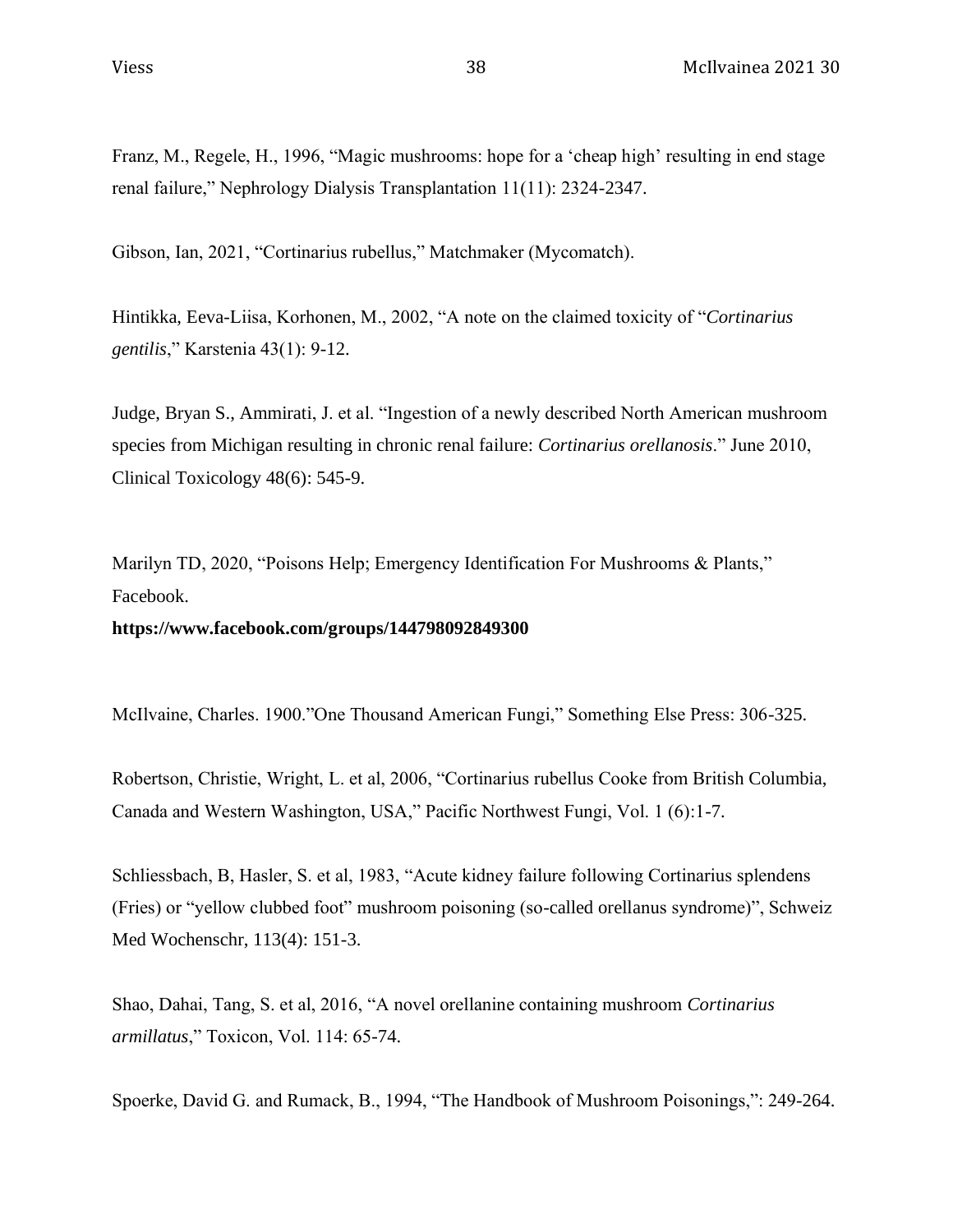Franz, M., Regele, H., 1996, "Magic mushrooms: hope for a 'cheap high' resulting in end stage renal failure," Nephrology Dialysis Transplantation 11(11): 2324-2347.

Gibson, Ian, 2021, "Cortinarius rubellus," Matchmaker (Mycomatch).

Hintikka, Eeva-Liisa, Korhonen, M., 2002, "A note on the claimed toxicity of "*Cortinarius gentilis*," Karstenia 43(1): 9-12.

Judge, Bryan S., Ammirati, J. et al. "Ingestion of a newly described North American mushroom species from Michigan resulting in chronic renal failure: *Cortinarius orellanosis*." June 2010, Clinical Toxicology 48(6): 545-9.

Marilyn TD, 2020, "Poisons Help; Emergency Identification For Mushrooms & Plants," Facebook.
**https://www.facebook.com/groups/144798092849300**

McIlvaine, Charles. 1900."One Thousand American Fungi," Something Else Press: 306-325.

Robertson, Christie, Wright, L. et al, 2006, "Cortinarius rubellus Cooke from British Columbia, Canada and Western Washington, USA," Pacific Northwest Fungi, Vol. 1 (6):1-7.

Schliessbach, B, Hasler, S. et al, 1983, "Acute kidney failure following Cortinarius splendens (Fries) or "yellow clubbed foot" mushroom poisoning (so-called orellanus syndrome)", Schweiz Med Wochenschr, 113(4): 151-3.

Shao, Dahai, Tang, S. et al, 2016, "A novel orellanine containing mushroom *Cortinarius armillatus*," Toxicon, Vol. 114: 65-74.

Spoerke, David G. and Rumack, B., 1994, "The Handbook of Mushroom Poisonings,": 249-264.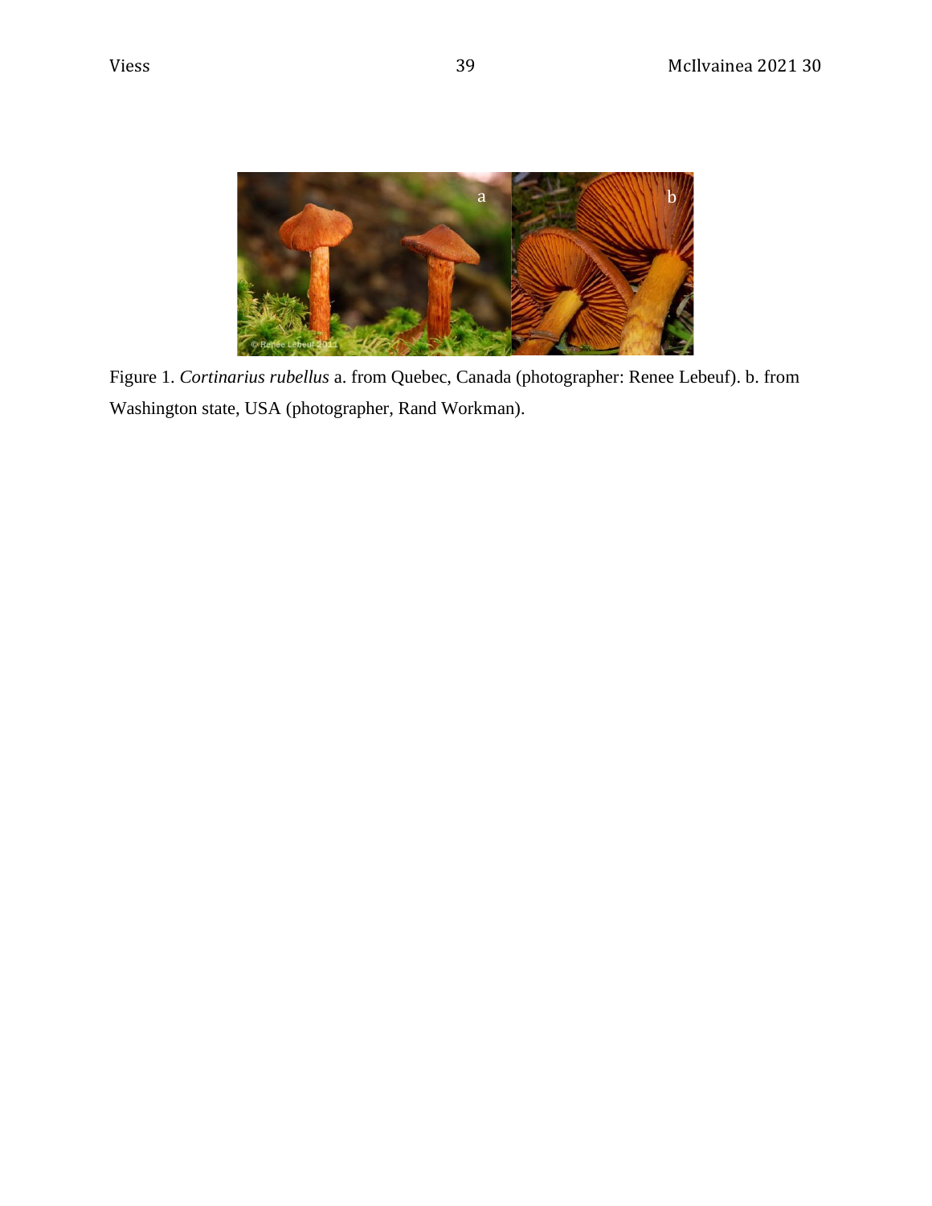Figure 1. *Cortinarius rubellus* a. from Quebec, Canada (photographer: Renee Lebeuf). b. from Washington state, USA (photographer, Rand Workman).